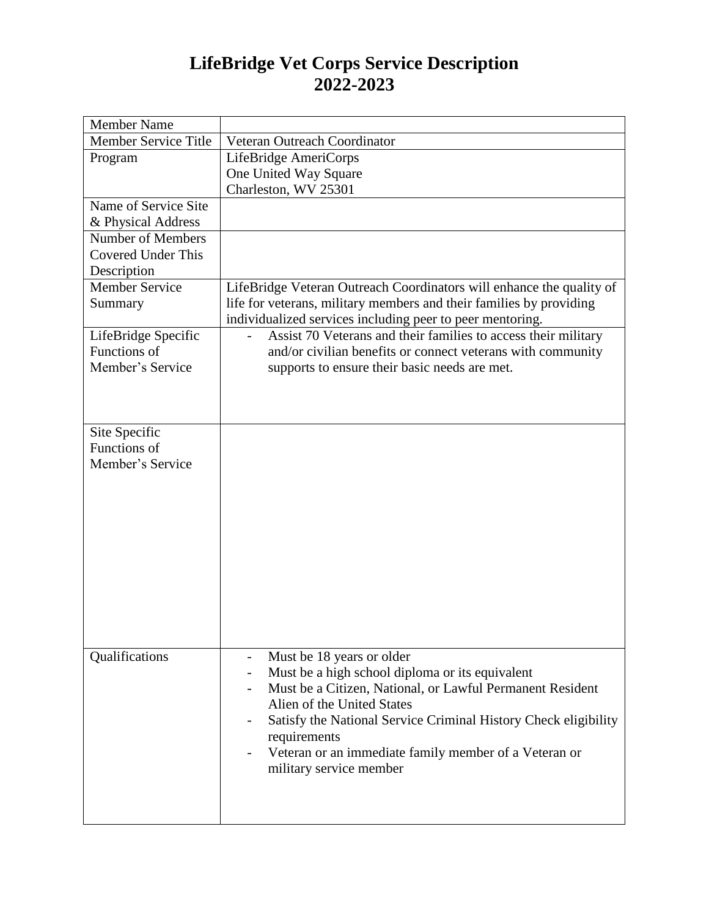# LifeBridge Vet Corps Service Description
# 2022-2023

| Member Name | |
|---|---|
| Member Service Title | Veteran Outreach Coordinator |
| Program | LifeBridge AmeriCorps<br>One United Way Square<br>Charleston, WV 25301 |
| Name of Service Site & Physical Address | |
| Number of Members Covered Under This Description | |
| Member Service Summary | LifeBridge Veteran Outreach Coordinators will enhance the quality of life for veterans, military members and their families by providing individualized services including peer to peer mentoring. |
| LifeBridge Specific Functions of Member's Service | - Assist 70 Veterans and their families to access their military and/or civilian benefits or connect veterans with community supports to ensure their basic needs are met. |
| Site Specific Functions of Member's Service | |
| Qualifications | - Must be 18 years or older<br>- Must be a high school diploma or its equivalent<br>- Must be a Citizen, National, or Lawful Permanent Resident Alien of the United States<br>- Satisfy the National Service Criminal History Check eligibility requirements<br>- Veteran or an immediate family member of a Veteran or military service member |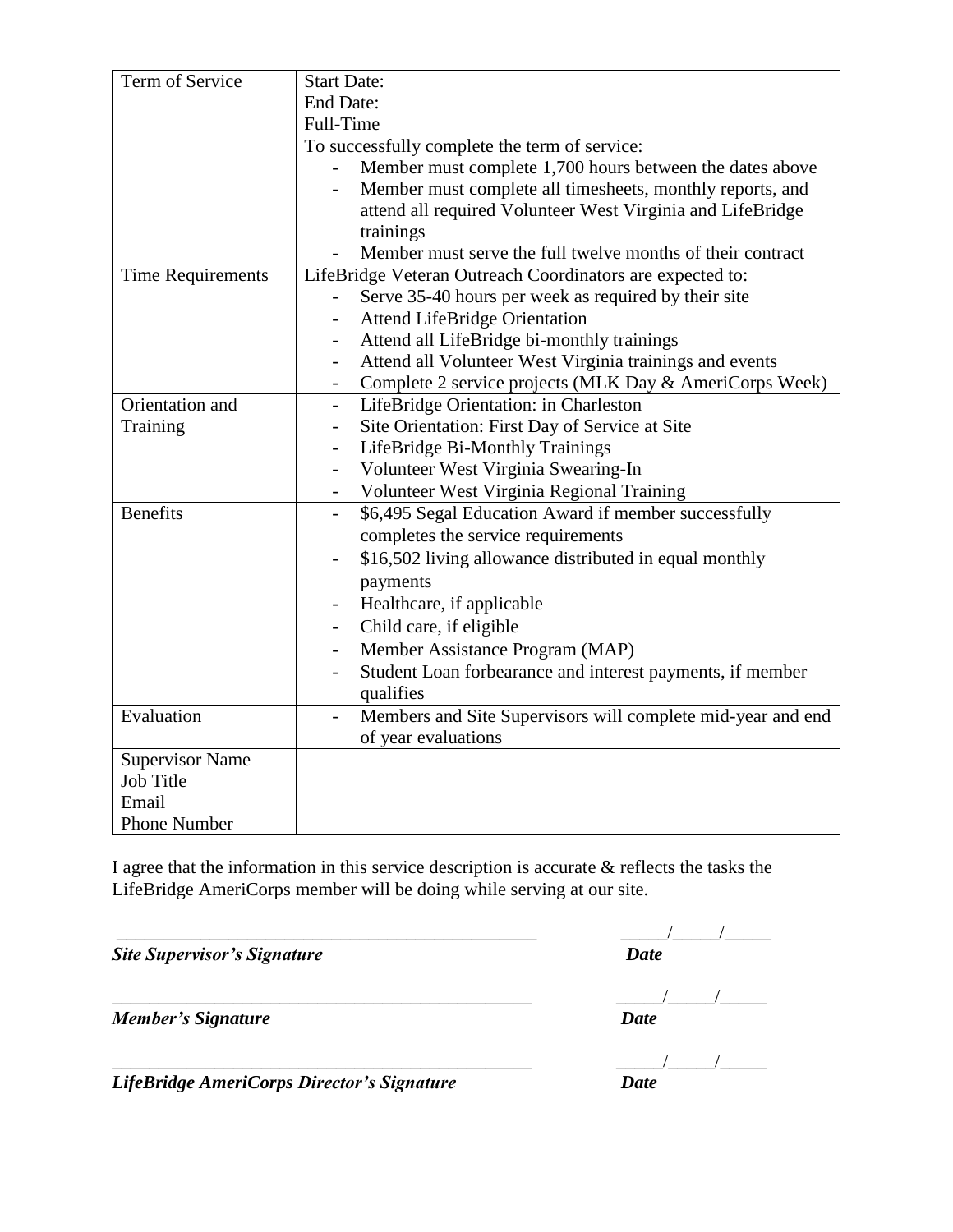| | |
|---|---|
| Term of Service | Start Date:<br>End Date:<br>Full-Time<br>To successfully complete the term of service:<br>- Member must complete 1,700 hours between the dates above<br>- Member must complete all timesheets, monthly reports, and attend all required Volunteer West Virginia and LifeBridge trainings<br>- Member must serve the full twelve months of their contract |
| Time Requirements | LifeBridge Veteran Outreach Coordinators are expected to:<br>- Serve 35-40 hours per week as required by their site<br>- Attend LifeBridge Orientation<br>- Attend all LifeBridge bi-monthly trainings<br>- Attend all Volunteer West Virginia trainings and events<br>- Complete 2 service projects (MLK Day & AmeriCorps Week) |
| Orientation and Training | - LifeBridge Orientation: in Charleston<br>- Site Orientation: First Day of Service at Site<br>- LifeBridge Bi-Monthly Trainings<br>- Volunteer West Virginia Swearing-In<br>- Volunteer West Virginia Regional Training |
| Benefits | - $6,495 Segal Education Award if member successfully completes the service requirements<br>- $16,502 living allowance distributed in equal monthly payments<br>- Healthcare, if applicable<br>- Child care, if eligible<br>- Member Assistance Program (MAP)<br>- Student Loan forbearance and interest payments, if member qualifies |
| Evaluation | - Members and Site Supervisors will complete mid-year and end of year evaluations |
| Supervisor Name<br>Job Title<br>Email<br>Phone Number | |

I agree that the information in this service description is accurate & reflects the tasks the LifeBridge AmeriCorps member will be doing while serving at our site.

_______________________________________________ _____/_____/_____

***Site Supervisor's Signature*** ***Date***

_______________________________________________ _____/_____/_____

***Member's Signature*** ***Date***

_______________________________________________ _____/_____/_____

***LifeBridge AmeriCorps Director's Signature*** ***Date***